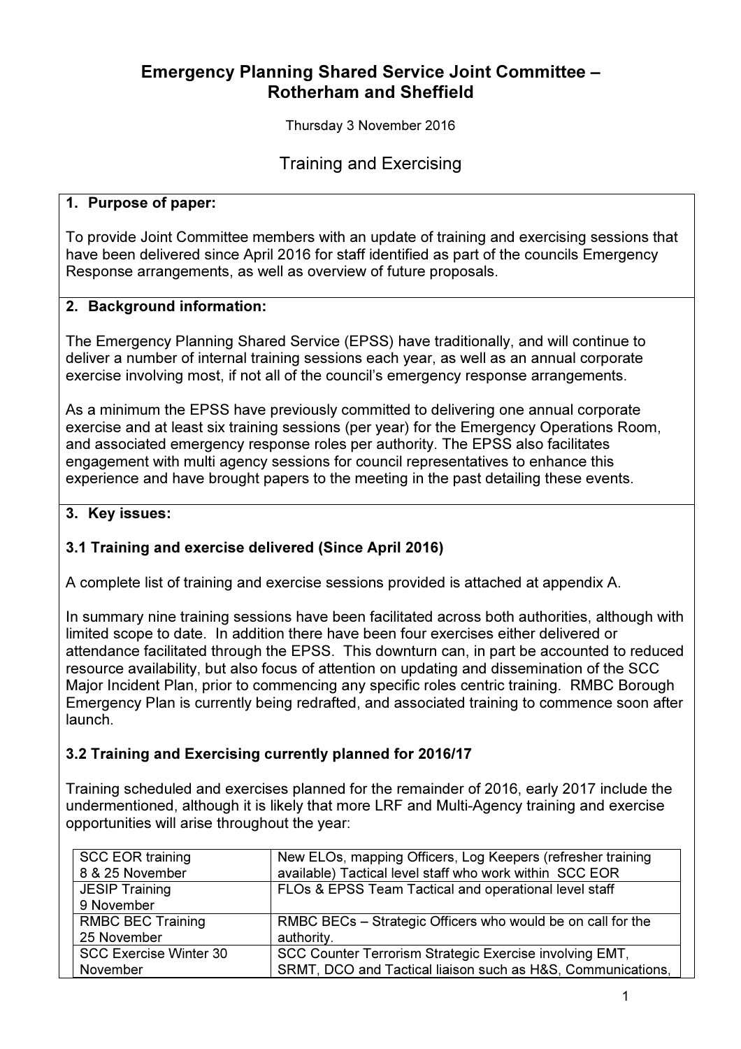# Emergency Planning Shared Service Joint Committee – Rotherham and Sheffield

Thursday 3 November 2016

## Training and Exercising

### 1. Purpose of paper:

To provide Joint Committee members with an update of training and exercising sessions that have been delivered since April 2016 for staff identified as part of the councils Emergency Response arrangements, as well as overview of future proposals.

### 2. Background information:

The Emergency Planning Shared Service (EPSS) have traditionally, and will continue to deliver a number of internal training sessions each year, as well as an annual corporate exercise involving most, if not all of the council's emergency response arrangements.

As a minimum the EPSS have previously committed to delivering one annual corporate exercise and at least six training sessions (per year) for the Emergency Operations Room, and associated emergency response roles per authority. The EPSS also facilitates engagement with multi agency sessions for council representatives to enhance this experience and have brought papers to the meeting in the past detailing these events.

### 3. Key issues:

**3.1 Training and exercise delivered (Since April 2016)**

A complete list of training and exercise sessions provided is attached at appendix A.

In summary nine training sessions have been facilitated across both authorities, although with limited scope to date. In addition there have been four exercises either delivered or attendance facilitated through the EPSS. This downturn can, in part be accounted to reduced resource availability, but also focus of attention on updating and dissemination of the SCC Major Incident Plan, prior to commencing any specific roles centric training. RMBC Borough Emergency Plan is currently being redrafted, and associated training to commence soon after launch.

**3.2 Training and Exercising currently planned for 2016/17**

Training scheduled and exercises planned for the remainder of 2016, early 2017 include the undermentioned, although it is likely that more LRF and Multi-Agency training and exercise opportunities will arise throughout the year:

| | |
|---|---|
| SCC EOR training 8 & 25 November | New ELOs, mapping Officers, Log Keepers (refresher training available) Tactical level staff who work within SCC EOR |
| JESIP Training 9 November | FLOs & EPSS Team Tactical and operational level staff |
| RMBC BEC Training 25 November | RMBC BECs – Strategic Officers who would be on call for the authority. |
| SCC Exercise Winter 30 November | SCC Counter Terrorism Strategic Exercise involving EMT, SRMT, DCO and Tactical liaison such as H&S, Communications, |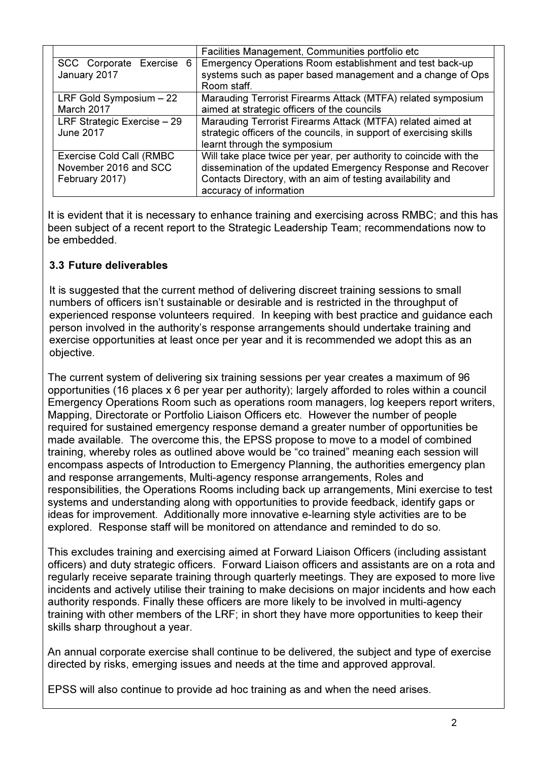| | |
|---|---|
| | Facilities Management, Communities portfolio etc |
| SCC Corporate Exercise 6 January 2017 | Emergency Operations Room establishment and test back-up systems such as paper based management and a change of Ops Room staff. |
| LRF Gold Symposium – 22 March 2017 | Marauding Terrorist Firearms Attack (MTFA) related symposium aimed at strategic officers of the councils |
| LRF Strategic Exercise – 29 June 2017 | Marauding Terrorist Firearms Attack (MTFA) related aimed at strategic officers of the councils, in support of exercising skills learnt through the symposium |
| Exercise Cold Call (RMBC November 2016 and SCC February 2017) | Will take place twice per year, per authority to coincide with the dissemination of the updated Emergency Response and Recover Contacts Directory, with an aim of testing availability and accuracy of information |

It is evident that it is necessary to enhance training and exercising across RMBC; and this has been subject of a recent report to the Strategic Leadership Team; recommendations now to be embedded.

### 3.3 Future deliverables

It is suggested that the current method of delivering discreet training sessions to small numbers of officers isn't sustainable or desirable and is restricted in the throughput of experienced response volunteers required. In keeping with best practice and guidance each person involved in the authority's response arrangements should undertake training and exercise opportunities at least once per year and it is recommended we adopt this as an objective.

The current system of delivering six training sessions per year creates a maximum of 96 opportunities (16 places x 6 per year per authority); largely afforded to roles within a council Emergency Operations Room such as operations room managers, log keepers report writers, Mapping, Directorate or Portfolio Liaison Officers etc. However the number of people required for sustained emergency response demand a greater number of opportunities be made available. The overcome this, the EPSS propose to move to a model of combined training, whereby roles as outlined above would be "co trained" meaning each session will encompass aspects of Introduction to Emergency Planning, the authorities emergency plan and response arrangements, Multi-agency response arrangements, Roles and responsibilities, the Operations Rooms including back up arrangements, Mini exercise to test systems and understanding along with opportunities to provide feedback, identify gaps or ideas for improvement. Additionally more innovative e-learning style activities are to be explored. Response staff will be monitored on attendance and reminded to do so.

This excludes training and exercising aimed at Forward Liaison Officers (including assistant officers) and duty strategic officers. Forward Liaison officers and assistants are on a rota and regularly receive separate training through quarterly meetings. They are exposed to more live incidents and actively utilise their training to make decisions on major incidents and how each authority responds. Finally these officers are more likely to be involved in multi-agency training with other members of the LRF; in short they have more opportunities to keep their skills sharp throughout a year.

An annual corporate exercise shall continue to be delivered, the subject and type of exercise directed by risks, emerging issues and needs at the time and approved approval.

EPSS will also continue to provide ad hoc training as and when the need arises.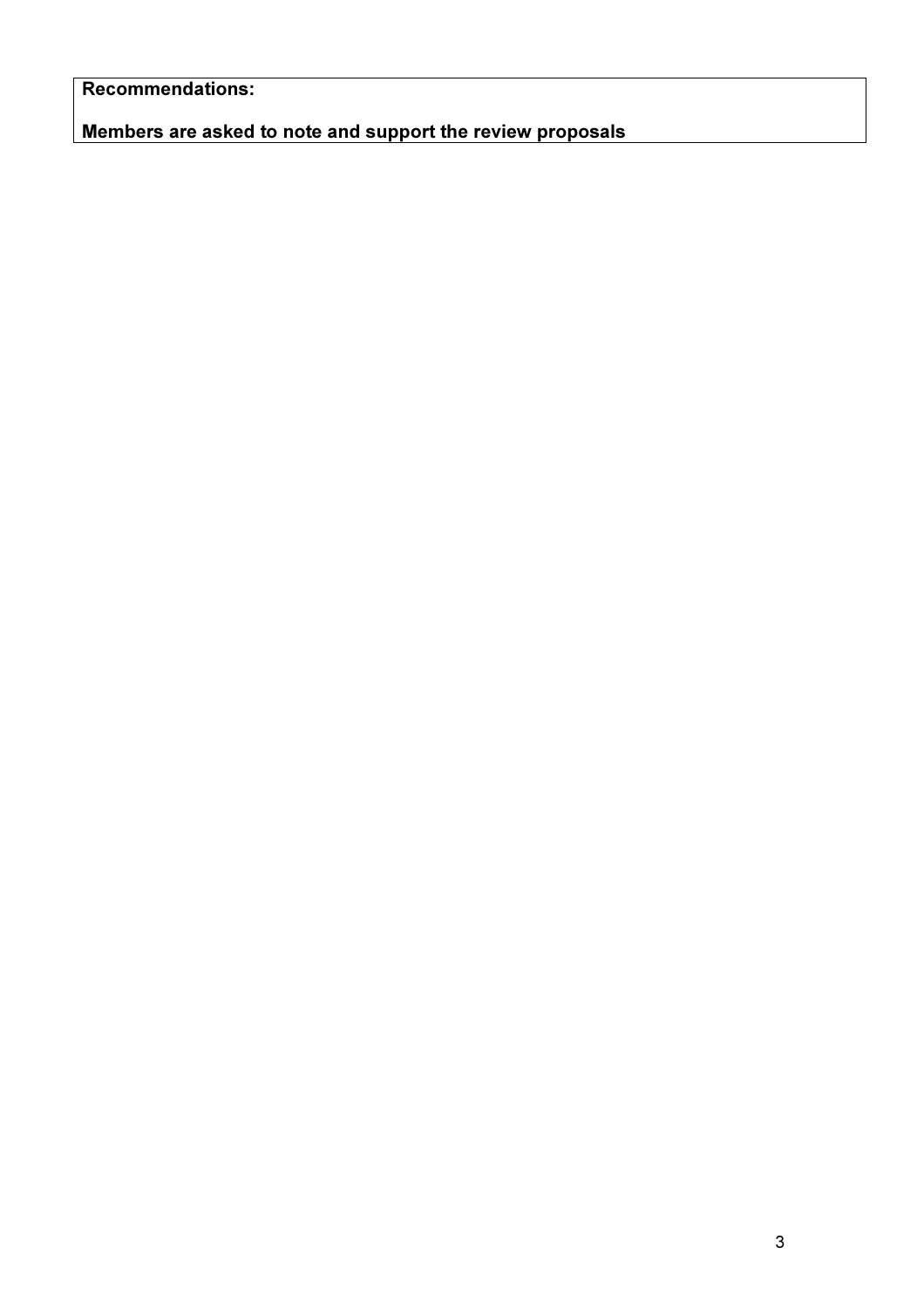**Recommendations:**

**Members are asked to note and support the review proposals**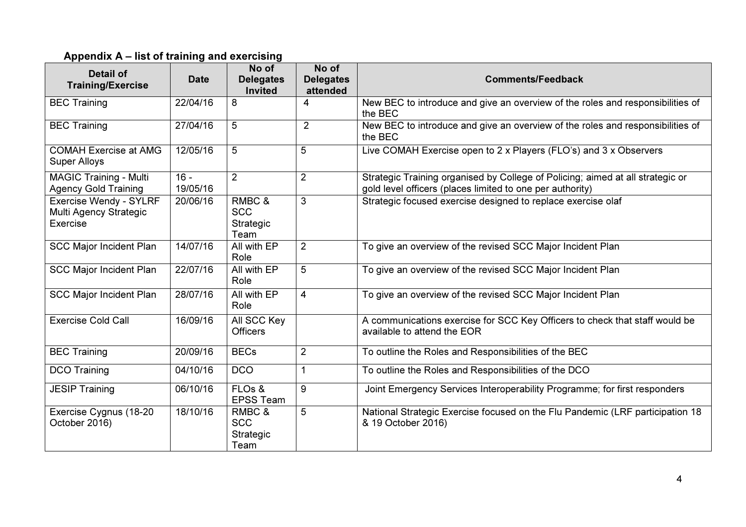### Appendix A – list of training and exercising

| Detail of Training/Exercise | Date | No of Delegates Invited | No of Delegates attended | Comments/Feedback |
|---|---|---|---|---|
| BEC Training | 22/04/16 | 8 | 4 | New BEC to introduce and give an overview of the roles and responsibilities of the BEC |
| BEC Training | 27/04/16 | 5 | 2 | New BEC to introduce and give an overview of the roles and responsibilities of the BEC |
| COMAH Exercise at AMG Super Alloys | 12/05/16 | 5 | 5 | Live COMAH Exercise open to 2 x Players (FLO's) and 3 x Observers |
| MAGIC Training - Multi Agency Gold Training | 16 - 19/05/16 | 2 | 2 | Strategic Training organised by College of Policing; aimed at all strategic or gold level officers (places limited to one per authority) |
| Exercise Wendy - SYLRF Multi Agency Strategic Exercise | 20/06/16 | RMBC & SCC Strategic Team | 3 | Strategic focused exercise designed to replace exercise olaf |
| SCC Major Incident Plan | 14/07/16 | All with EP Role | 2 | To give an overview of the revised SCC Major Incident Plan |
| SCC Major Incident Plan | 22/07/16 | All with EP Role | 5 | To give an overview of the revised SCC Major Incident Plan |
| SCC Major Incident Plan | 28/07/16 | All with EP Role | 4 | To give an overview of the revised SCC Major Incident Plan |
| Exercise Cold Call | 16/09/16 | All SCC Key Officers | | A communications exercise for SCC Key Officers to check that staff would be available to attend the EOR |
| BEC Training | 20/09/16 | BECs | 2 | To outline the Roles and Responsibilities of the BEC |
| DCO Training | 04/10/16 | DCO | 1 | To outline the Roles and Responsibilities of the DCO |
| JESIP Training | 06/10/16 | FLOs & EPSS Team | 9 | Joint Emergency Services Interoperability Programme; for first responders |
| Exercise Cygnus (18-20 October 2016) | 18/10/16 | RMBC & SCC Strategic Team | 5 | National Strategic Exercise focused on the Flu Pandemic (LRF participation 18 & 19 October 2016) |